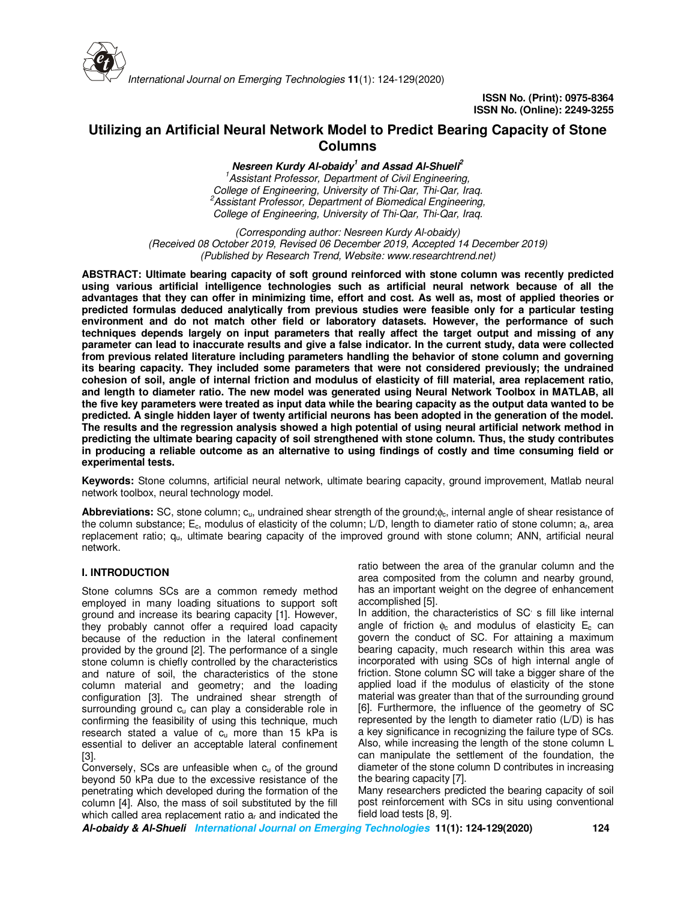ISSN No. (Print): 0975-8364
ISSN No. (Online): 2249-3255

# Utilizing an Artificial Neural Network Model to Predict Bearing Capacity of Stone Columns

***Nesreen Kurdy Al-obaidy[1] and Assad Al-Shueli[2]***

*[1]Assistant Professor, Department of Civil Engineering,*
*College of Engineering, University of Thi-Qar, Thi-Qar, Iraq.*
*[2]Assistant Professor, Department of Biomedical Engineering,*
*College of Engineering, University of Thi-Qar, Thi-Qar, Iraq.*

*(Corresponding author: Nesreen Kurdy Al-obaidy)*
*(Received 08 October 2019, Revised 06 December 2019, Accepted 14 December 2019)*
*(Published by Research Trend, Website: www.researchtrend.net)*

**ABSTRACT: Ultimate bearing capacity of soft ground reinforced with stone column was recently predicted using various artificial intelligence technologies such as artificial neural network because of all the advantages that they can offer in minimizing time, effort and cost. As well as, most of applied theories or predicted formulas deduced analytically from previous studies were feasible only for a particular testing environment and do not match other field or laboratory datasets. However, the performance of such techniques depends largely on input parameters that really affect the target output and missing of any parameter can lead to inaccurate results and give a false indicator. In the current study, data were collected from previous related literature including parameters handling the behavior of stone column and governing its bearing capacity. They included some parameters that were not considered previously; the undrained cohesion of soil, angle of internal friction and modulus of elasticity of fill material, area replacement ratio, and length to diameter ratio. The new model was generated using Neural Network Toolbox in MATLAB, all the five key parameters were treated as input data while the bearing capacity as the output data wanted to be predicted. A single hidden layer of twenty artificial neurons has been adopted in the generation of the model. The results and the regression analysis showed a high potential of using neural artificial network method in predicting the ultimate bearing capacity of soil strengthened with stone column. Thus, the study contributes in producing a reliable outcome as an alternative to using findings of costly and time consuming field or experimental tests.**

**Keywords:** Stone columns, artificial neural network, ultimate bearing capacity, ground improvement, Matlab neural network toolbox, neural technology model.

**Abbreviations:** SC, stone column; $c_u$, undrained shear strength of the ground; $\phi_c$, internal angle of shear resistance of the column substance; $E_c$, modulus of elasticity of the column; L/D, length to diameter ratio of stone column; $a_r$, area replacement ratio; $q_u$, ultimate bearing capacity of the improved ground with stone column; ANN, artificial neural network.

## I. INTRODUCTION

Stone columns SCs are a common remedy method employed in many loading situations to support soft ground and increase its bearing capacity [1]. However, they probably cannot offer a required load capacity because of the reduction in the lateral confinement provided by the ground [2]. The performance of a single stone column is chiefly controlled by the characteristics and nature of soil, the characteristics of the stone column material and geometry; and the loading configuration [3]. The undrained shear strength of surrounding ground $c_u$ can play a considerable role in confirming the feasibility of using this technique, much research stated a value of $c_u$ more than 15 kPa is essential to deliver an acceptable lateral confinement [3].

Conversely, SCs are unfeasible when $c_u$ of the ground beyond 50 kPa due to the excessive resistance of the penetrating which developed during the formation of the column [4]. Also, the mass of soil substituted by the fill which called area replacement ratio $a_r$ and indicated the ratio between the area of the granular column and the area composited from the column and nearby ground, has an important weight on the degree of enhancement accomplished [5].

In addition, the characteristics of SC' s fill like internal angle of friction $\phi_c$ and modulus of elasticity $E_c$ can govern the conduct of SC. For attaining a maximum bearing capacity, much research within this area was incorporated with using SCs of high internal angle of friction. Stone column SC will take a bigger share of the applied load if the modulus of elasticity of the stone material was greater than that of the surrounding ground [6]. Furthermore, the influence of the geometry of SC represented by the length to diameter ratio (L/D) is has a key significance in recognizing the failure type of SCs. Also, while increasing the length of the stone column L can manipulate the settlement of the foundation, the diameter of the stone column D contributes in increasing the bearing capacity [7].

Many researchers predicted the bearing capacity of soil post reinforcement with SCs in situ using conventional field load tests [8, 9].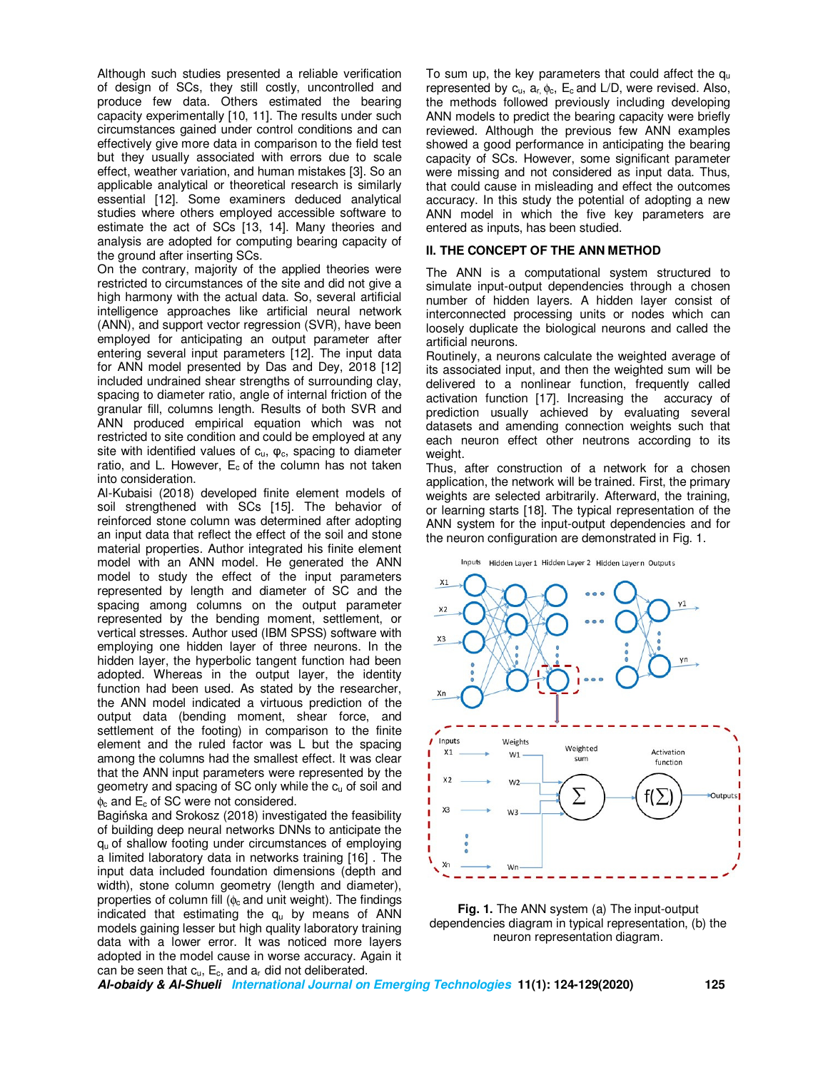Although such studies presented a reliable verification of design of SCs, they still costly, uncontrolled and produce few data. Others estimated the bearing capacity experimentally [10, 11]. The results under such circumstances gained under control conditions and can effectively give more data in comparison to the field test but they usually associated with errors due to scale effect, weather variation, and human mistakes [3]. So an applicable analytical or theoretical research is similarly essential [12]. Some examiners deduced analytical studies where others employed accessible software to estimate the act of SCs [13, 14]. Many theories and analysis are adopted for computing bearing capacity of the ground after inserting SCs.

On the contrary, majority of the applied theories were restricted to circumstances of the site and did not give a high harmony with the actual data. So, several artificial intelligence approaches like artificial neural network (ANN), and support vector regression (SVR), have been employed for anticipating an output parameter after entering several input parameters [12]. The input data for ANN model presented by Das and Dey, 2018 [12] included undrained shear strengths of surrounding clay, spacing to diameter ratio, angle of internal friction of the granular fill, columns length. Results of both SVR and ANN produced empirical equation which was not restricted to site condition and could be employed at any site with identified values of $c_u$, $\varphi_c$, spacing to diameter ratio, and L. However, $E_c$ of the column has not taken into consideration.

Al-Kubaisi (2018) developed finite element models of soil strengthened with SCs [15]. The behavior of reinforced stone column was determined after adopting an input data that reflect the effect of the soil and stone material properties. Author integrated his finite element model with an ANN model. He generated the ANN model to study the effect of the input parameters represented by length and diameter of SC and the spacing among columns on the output parameter represented by the bending moment, settlement, or vertical stresses. Author used (IBM SPSS) software with employing one hidden layer of three neurons. In the hidden layer, the hyperbolic tangent function had been adopted. Whereas in the output layer, the identity function had been used. As stated by the researcher, the ANN model indicated a virtuous prediction of the output data (bending moment, shear force, and settlement of the footing) in comparison to the finite element and the ruled factor was L but the spacing among the columns had the smallest effect. It was clear that the ANN input parameters were represented by the geometry and spacing of SC only while the $c_u$ of soil and $\phi_c$ and $E_c$ of SC were not considered.

Bagińska and Srokosz (2018) investigated the feasibility of building deep neural networks DNNs to anticipate the $q_u$ of shallow footing under circumstances of employing a limited laboratory data in networks training [16]. The input data included foundation dimensions (depth and width), stone column geometry (length and diameter), properties of column fill ($\phi_c$ and unit weight). The findings indicated that estimating the $q_u$ by means of ANN models gaining lesser but high quality laboratory training data with a lower error. It was noticed more layers adopted in the model cause in worse accuracy. Again it can be seen that $c_u$, $E_c$, and $a_r$ did not deliberated.

To sum up, the key parameters that could affect the $q_u$ represented by $c_u$, $a_r$, $\phi_c$, $E_c$ and L/D, were revised. Also, the methods followed previously including developing ANN models to predict the bearing capacity were briefly reviewed. Although the previous few ANN examples showed a good performance in anticipating the bearing capacity of SCs. However, some significant parameter were missing and not considered as input data. Thus, that could cause in misleading and effect the outcomes accuracy. In this study the potential of adopting a new ANN model in which the five key parameters are entered as inputs, has been studied.

## II. THE CONCEPT OF THE ANN METHOD

The ANN is a computational system structured to simulate input-output dependencies through a chosen number of hidden layers. A hidden layer consist of interconnected processing units or nodes which can loosely duplicate the biological neurons and called the artificial neurons.

Routinely, a neurons calculate the weighted average of its associated input, and then the weighted sum will be delivered to a nonlinear function, frequently called activation function [17]. Increasing the accuracy of prediction usually achieved by evaluating several datasets and amending connection weights such that each neuron effect other neutrons according to its weight.

Thus, after construction of a network for a chosen application, the network will be trained. First, the primary weights are selected arbitrarily. Afterward, the training, or learning starts [18]. The typical representation of the ANN system for the input-output dependencies and for the neuron configuration are demonstrated in Fig. 1.

**Fig. 1.** The ANN system (a) The input-output dependencies diagram in typical representation, (b) the neuron representation diagram.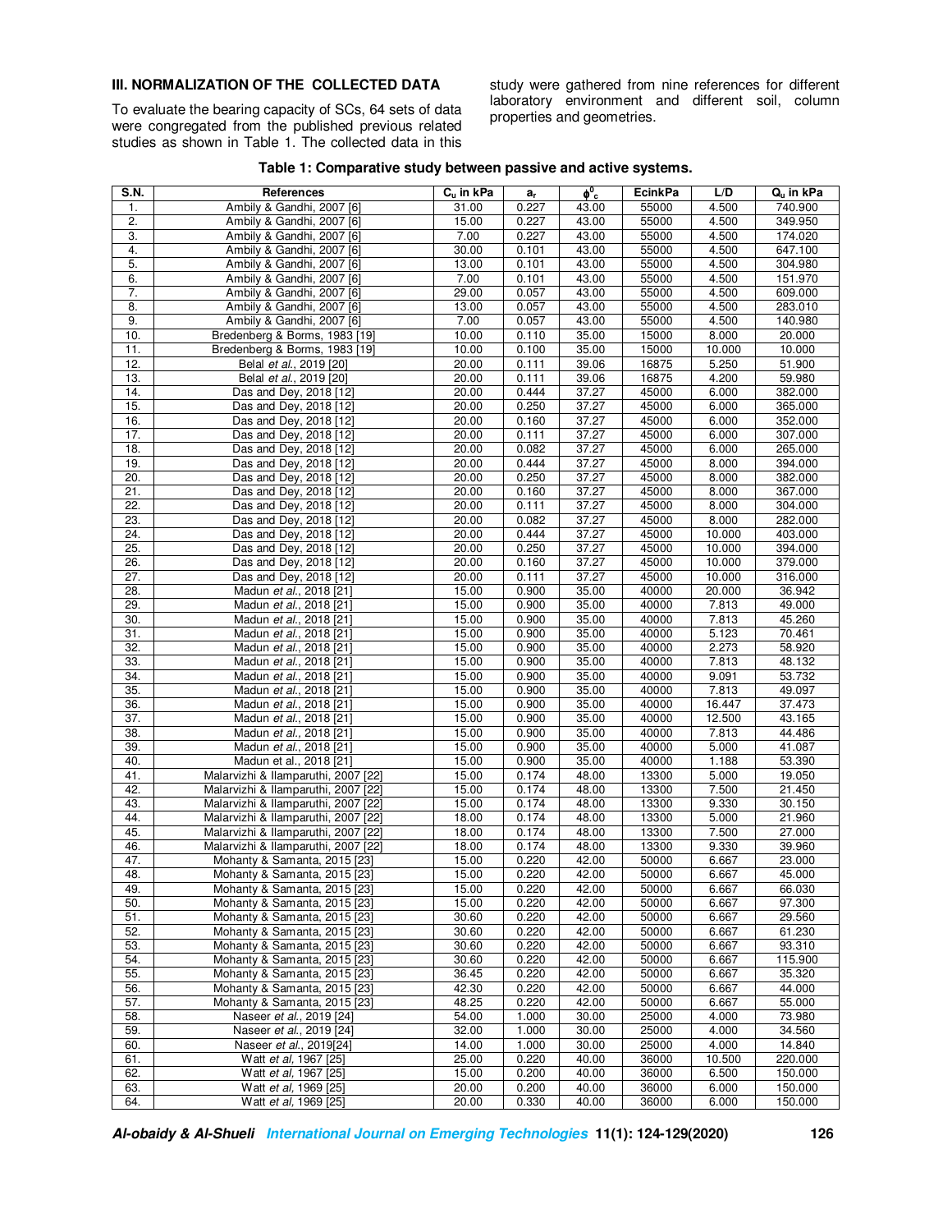## III. NORMALIZATION OF THE COLLECTED DATA

To evaluate the bearing capacity of SCs, 64 sets of data were congregated from the published previous related studies as shown in Table 1. The collected data in this study were gathered from nine references for different laboratory environment and different soil, column properties and geometries.

**Table 1: Comparative study between passive and active systems.**

| S.N. | References | $C_u$ in kPa | $a_r$ | $\phi^0_c$ | EcinkPa | L/D | $Q_u$ in kPa |
|---|---|---|---|---|---|---|---|
| 1. | Ambily & Gandhi, 2007 [6] | 31.00 | 0.227 | 43.00 | 55000 | 4.500 | 740.900 |
| 2. | Ambily & Gandhi, 2007 [6] | 15.00 | 0.227 | 43.00 | 55000 | 4.500 | 349.950 |
| 3. | Ambily & Gandhi, 2007 [6] | 7.00 | 0.227 | 43.00 | 55000 | 4.500 | 174.020 |
| 4. | Ambily & Gandhi, 2007 [6] | 30.00 | 0.101 | 43.00 | 55000 | 4.500 | 647.100 |
| 5. | Ambily & Gandhi, 2007 [6] | 13.00 | 0.101 | 43.00 | 55000 | 4.500 | 304.980 |
| 6. | Ambily & Gandhi, 2007 [6] | 7.00 | 0.101 | 43.00 | 55000 | 4.500 | 151.970 |
| 7. | Ambily & Gandhi, 2007 [6] | 29.00 | 0.057 | 43.00 | 55000 | 4.500 | 609.000 |
| 8. | Ambily & Gandhi, 2007 [6] | 13.00 | 0.057 | 43.00 | 55000 | 4.500 | 283.010 |
| 9. | Ambily & Gandhi, 2007 [6] | 7.00 | 0.057 | 43.00 | 55000 | 4.500 | 140.980 |
| 10. | Bredenberg & Borms, 1983 [19] | 10.00 | 0.110 | 35.00 | 15000 | 8.000 | 20.000 |
| 11. | Bredenberg & Borms, 1983 [19] | 10.00 | 0.100 | 35.00 | 15000 | 10.000 | 10.000 |
| 12. | Belal *et al.*, 2019 [20] | 20.00 | 0.111 | 39.06 | 16875 | 5.250 | 51.900 |
| 13. | Belal *et al.*, 2019 [20] | 20.00 | 0.111 | 39.06 | 16875 | 4.200 | 59.980 |
| 14. | Das and Dey, 2018 [12] | 20.00 | 0.444 | 37.27 | 45000 | 6.000 | 382.000 |
| 15. | Das and Dey, 2018 [12] | 20.00 | 0.250 | 37.27 | 45000 | 6.000 | 365.000 |
| 16. | Das and Dey, 2018 [12] | 20.00 | 0.160 | 37.27 | 45000 | 6.000 | 352.000 |
| 17. | Das and Dey, 2018 [12] | 20.00 | 0.111 | 37.27 | 45000 | 6.000 | 307.000 |
| 18. | Das and Dey, 2018 [12] | 20.00 | 0.082 | 37.27 | 45000 | 6.000 | 265.000 |
| 19. | Das and Dey, 2018 [12] | 20.00 | 0.444 | 37.27 | 45000 | 8.000 | 394.000 |
| 20. | Das and Dey, 2018 [12] | 20.00 | 0.250 | 37.27 | 45000 | 8.000 | 382.000 |
| 21. | Das and Dey, 2018 [12] | 20.00 | 0.160 | 37.27 | 45000 | 8.000 | 367.000 |
| 22. | Das and Dey, 2018 [12] | 20.00 | 0.111 | 37.27 | 45000 | 8.000 | 304.000 |
| 23. | Das and Dey, 2018 [12] | 20.00 | 0.082 | 37.27 | 45000 | 8.000 | 282.000 |
| 24. | Das and Dey, 2018 [12] | 20.00 | 0.444 | 37.27 | 45000 | 10.000 | 403.000 |
| 25. | Das and Dey, 2018 [12] | 20.00 | 0.250 | 37.27 | 45000 | 10.000 | 394.000 |
| 26. | Das and Dey, 2018 [12] | 20.00 | 0.160 | 37.27 | 45000 | 10.000 | 379.000 |
| 27. | Das and Dey, 2018 [12] | 20.00 | 0.111 | 37.27 | 45000 | 10.000 | 316.000 |
| 28. | Madun *et al.*, 2018 [21] | 15.00 | 0.900 | 35.00 | 40000 | 20.000 | 36.942 |
| 29. | Madun *et al.*, 2018 [21] | 15.00 | 0.900 | 35.00 | 40000 | 7.813 | 49.000 |
| 30. | Madun *et al.*, 2018 [21] | 15.00 | 0.900 | 35.00 | 40000 | 7.813 | 45.260 |
| 31. | Madun *et al.*, 2018 [21] | 15.00 | 0.900 | 35.00 | 40000 | 5.123 | 70.461 |
| 32. | Madun *et al.*, 2018 [21] | 15.00 | 0.900 | 35.00 | 40000 | 2.273 | 58.920 |
| 33. | Madun *et al.*, 2018 [21] | 15.00 | 0.900 | 35.00 | 40000 | 7.813 | 48.132 |
| 34. | Madun *et al.*, 2018 [21] | 15.00 | 0.900 | 35.00 | 40000 | 9.091 | 53.732 |
| 35. | Madun *et al.*, 2018 [21] | 15.00 | 0.900 | 35.00 | 40000 | 7.813 | 49.097 |
| 36. | Madun *et al.*, 2018 [21] | 15.00 | 0.900 | 35.00 | 40000 | 16.447 | 37.473 |
| 37. | Madun *et al.*, 2018 [21] | 15.00 | 0.900 | 35.00 | 40000 | 12.500 | 43.165 |
| 38. | Madun *et al.*, 2018 [21] | 15.00 | 0.900 | 35.00 | 40000 | 7.813 | 44.486 |
| 39. | Madun *et al.*, 2018 [21] | 15.00 | 0.900 | 35.00 | 40000 | 5.000 | 41.087 |
| 40. | Madun et al., 2018 [21] | 15.00 | 0.900 | 35.00 | 40000 | 1.188 | 53.390 |
| 41. | Malarvizhi & Ilamparuthi, 2007 [22] | 15.00 | 0.174 | 48.00 | 13300 | 5.000 | 19.050 |
| 42. | Malarvizhi & Ilamparuthi, 2007 [22] | 15.00 | 0.174 | 48.00 | 13300 | 7.500 | 21.450 |
| 43. | Malarvizhi & Ilamparuthi, 2007 [22] | 15.00 | 0.174 | 48.00 | 13300 | 9.330 | 30.150 |
| 44. | Malarvizhi & Ilamparuthi, 2007 [22] | 18.00 | 0.174 | 48.00 | 13300 | 5.000 | 21.960 |
| 45. | Malarvizhi & Ilamparuthi, 2007 [22] | 18.00 | 0.174 | 48.00 | 13300 | 7.500 | 27.000 |
| 46. | Malarvizhi & Ilamparuthi, 2007 [22] | 18.00 | 0.174 | 48.00 | 13300 | 9.330 | 39.960 |
| 47. | Mohanty & Samanta, 2015 [23] | 15.00 | 0.220 | 42.00 | 50000 | 6.667 | 23.000 |
| 48. | Mohanty & Samanta, 2015 [23] | 15.00 | 0.220 | 42.00 | 50000 | 6.667 | 45.000 |
| 49. | Mohanty & Samanta, 2015 [23] | 15.00 | 0.220 | 42.00 | 50000 | 6.667 | 66.030 |
| 50. | Mohanty & Samanta, 2015 [23] | 15.00 | 0.220 | 42.00 | 50000 | 6.667 | 97.300 |
| 51. | Mohanty & Samanta, 2015 [23] | 30.60 | 0.220 | 42.00 | 50000 | 6.667 | 29.560 |
| 52. | Mohanty & Samanta, 2015 [23] | 30.60 | 0.220 | 42.00 | 50000 | 6.667 | 61.230 |
| 53. | Mohanty & Samanta, 2015 [23] | 30.60 | 0.220 | 42.00 | 50000 | 6.667 | 93.310 |
| 54. | Mohanty & Samanta, 2015 [23] | 30.60 | 0.220 | 42.00 | 50000 | 6.667 | 115.900 |
| 55. | Mohanty & Samanta, 2015 [23] | 36.45 | 0.220 | 42.00 | 50000 | 6.667 | 35.320 |
| 56. | Mohanty & Samanta, 2015 [23] | 42.30 | 0.220 | 42.00 | 50000 | 6.667 | 44.000 |
| 57. | Mohanty & Samanta, 2015 [23] | 48.25 | 0.220 | 42.00 | 50000 | 6.667 | 55.000 |
| 58. | Naseer *et al.*, 2019 [24] | 54.00 | 1.000 | 30.00 | 25000 | 4.000 | 73.980 |
| 59. | Naseer *et al.*, 2019 [24] | 32.00 | 1.000 | 30.00 | 25000 | 4.000 | 34.560 |
| 60. | Naseer *et al.*, 2019[24] | 14.00 | 1.000 | 30.00 | 25000 | 4.000 | 14.840 |
| 61. | Watt *et al,* 1967 [25] | 25.00 | 0.220 | 40.00 | 36000 | 10.500 | 220.000 |
| 62. | Watt *et al,* 1967 [25] | 15.00 | 0.200 | 40.00 | 36000 | 6.500 | 150.000 |
| 63. | Watt *et al,* 1969 [25] | 20.00 | 0.200 | 40.00 | 36000 | 6.000 | 150.000 |
| 64. | Watt *et al,* 1969 [25] | 20.00 | 0.330 | 40.00 | 36000 | 6.000 | 150.000 |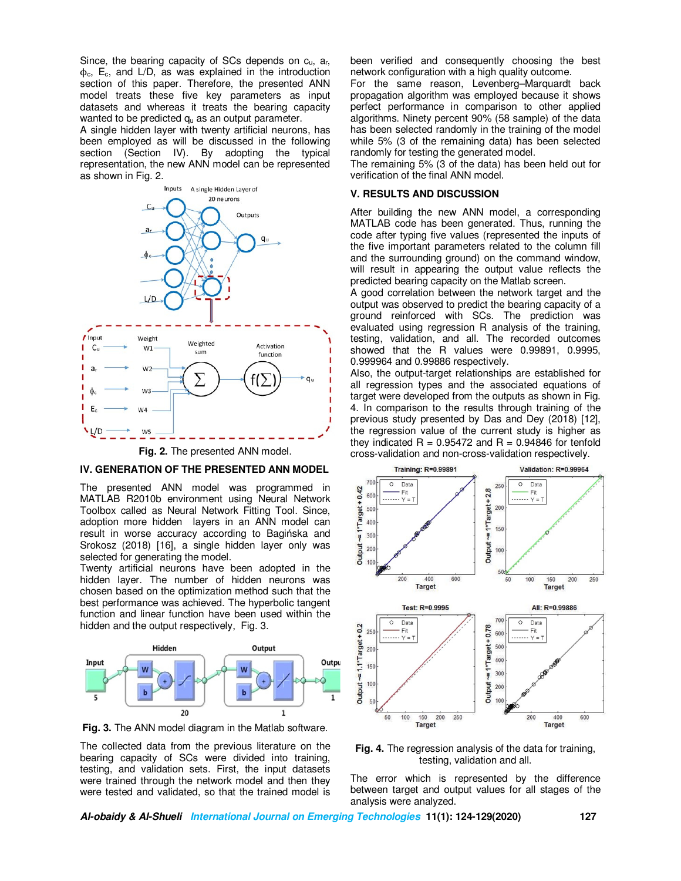Since, the bearing capacity of SCs depends on $c_u$, $a_r$, $\phi_c$, $E_c$, and L/D, as was explained in the introduction section of this paper. Therefore, the presented ANN model treats these five key parameters as input datasets and whereas it treats the bearing capacity wanted to be predicted $q_u$ as an output parameter.

A single hidden layer with twenty artificial neurons, has been employed as will be discussed in the following section (Section IV). By adopting the typical representation, the new ANN model can be represented as shown in Fig. 2.

**Fig. 2.** The presented ANN model.

## IV. GENERATION OF THE PRESENTED ANN MODEL

The presented ANN model was programmed in MATLAB R2010b environment using Neural Network Toolbox called as Neural Network Fitting Tool. Since, adoption more hidden layers in an ANN model can result in worse accuracy according to Bagińska and Srokosz (2018) [16], a single hidden layer only was selected for generating the model.

Twenty artificial neurons have been adopted in the hidden layer. The number of hidden neurons was chosen based on the optimization method such that the best performance was achieved. The hyperbolic tangent function and linear function have been used within the hidden and the output respectively, Fig. 3.

**Fig. 3.** The ANN model diagram in the Matlab software.

The collected data from the previous literature on the bearing capacity of SCs were divided into training, testing, and validation sets. First, the input datasets were trained through the network model and then they were tested and validated, so that the trained model is been verified and consequently choosing the best network configuration with a high quality outcome.

For the same reason, Levenberg–Marquardt back propagation algorithm was employed because it shows perfect performance in comparison to other applied algorithms. Ninety percent 90% (58 sample) of the data has been selected randomly in the training of the model while 5% (3 of the remaining data) has been selected randomly for testing the generated model.

The remaining 5% (3 of the data) has been held out for verification of the final ANN model.

## V. RESULTS AND DISCUSSION

After building the new ANN model, a corresponding MATLAB code has been generated. Thus, running the code after typing five values (represented the inputs of the five important parameters related to the column fill and the surrounding ground) on the command window, will result in appearing the output value reflects the predicted bearing capacity on the Matlab screen.

A good correlation between the network target and the output was observed to predict the bearing capacity of a ground reinforced with SCs. The prediction was evaluated using regression R analysis of the training, testing, validation, and all. The recorded outcomes showed that the R values were 0.99891, 0.9995, 0.999964 and 0.99886 respectively.

Also, the output-target relationships are established for all regression types and the associated equations of target were developed from the outputs as shown in Fig. 4. In comparison to the results through training of the previous study presented by Das and Dey (2018) [12], the regression value of the current study is higher as they indicated R = 0.95472 and R = 0.94846 for tenfold cross-validation and non-cross-validation respectively.

**Fig. 4.** The regression analysis of the data for training, testing, validation and all.

The error which is represented by the difference between target and output values for all stages of the analysis were analyzed.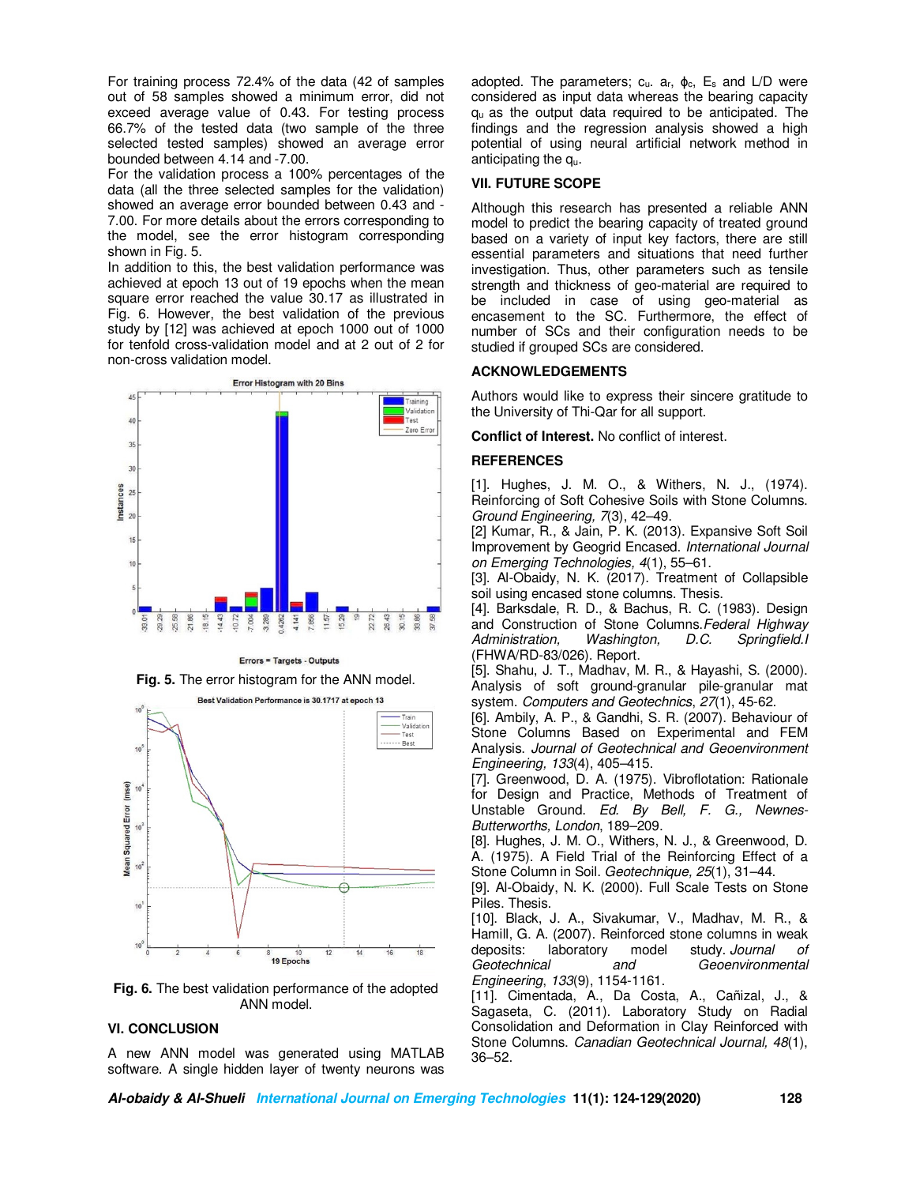For training process 72.4% of the data (42 of samples out of 58 samples showed a minimum error, did not exceed average value of 0.43. For testing process 66.7% of the tested data (two sample of the three selected tested samples) showed an average error bounded between 4.14 and -7.00.

For the validation process a 100% percentages of the data (all the three selected samples for the validation) showed an average error bounded between 0.43 and -7.00. For more details about the errors corresponding to the model, see the error histogram corresponding shown in Fig. 5.

In addition to this, the best validation performance was achieved at epoch 13 out of 19 epochs when the mean square error reached the value 30.17 as illustrated in Fig. 6. However, the best validation of the previous study by [12] was achieved at epoch 1000 out of 1000 for tenfold cross-validation model and at 2 out of 2 for non-cross validation model.

**Fig. 5.** The error histogram for the ANN model.

**Fig. 6.** The best validation performance of the adopted ANN model.

## VI. CONCLUSION

A new ANN model was generated using MATLAB software. A single hidden layer of twenty neurons was adopted. The parameters; $c_u$, $a_r$, $\phi_c$, $E_s$ and L/D were considered as input data whereas the bearing capacity $q_u$ as the output data required to be anticipated. The findings and the regression analysis showed a high potential of using neural artificial network method in anticipating the $q_u$.

## VII. FUTURE SCOPE

Although this research has presented a reliable ANN model to predict the bearing capacity of treated ground based on a variety of input key factors, there are still essential parameters and situations that need further investigation. Thus, other parameters such as tensile strength and thickness of geo-material are required to be included in case of using geo-material as encasement to the SC. Furthermore, the effect of number of SCs and their configuration needs to be studied if grouped SCs are considered.

## ACKNOWLEDGEMENTS

Authors would like to express their sincere gratitude to the University of Thi-Qar for all support.

**Conflict of Interest.** No conflict of interest.

## REFERENCES

[1]. Hughes, J. M. O., & Withers, N. J., (1974). Reinforcing of Soft Cohesive Soils with Stone Columns. *Ground Engineering, 7*(3), 42–49.

[2] Kumar, R., & Jain, P. K. (2013). Expansive Soft Soil Improvement by Geogrid Encased. *International Journal on Emerging Technologies, 4*(1), 55–61.

[3]. Al-Obaidy, N. K. (2017). Treatment of Collapsible soil using encased stone columns. Thesis.

[4]. Barksdale, R. D., & Bachus, R. C. (1983). Design and Construction of Stone Columns. *Federal Highway Administration, Washington, D.C. Springfield.I* (FHWA/RD-83/026). Report.

[5]. Shahu, J. T., Madhav, M. R., & Hayashi, S. (2000). Analysis of soft ground-granular pile-granular mat system. *Computers and Geotechnics*, *27*(1), 45-62.

[6]. Ambily, A. P., & Gandhi, S. R. (2007). Behaviour of Stone Columns Based on Experimental and FEM Analysis. *Journal of Geotechnical and Geoenvironment Engineering, 133*(4), 405–415.

[7]. Greenwood, D. A. (1975). Vibroflotation: Rationale for Design and Practice, Methods of Treatment of Unstable Ground. *Ed. By Bell, F. G., Newnes-Butterworths, London*, 189–209.

[8]. Hughes, J. M. O., Withers, N. J., & Greenwood, D. A. (1975). A Field Trial of the Reinforcing Effect of a Stone Column in Soil. *Geotechnique, 25*(1), 31–44.

[9]. Al-Obaidy, N. K. (2000). Full Scale Tests on Stone Piles. Thesis.

[10]. Black, J. A., Sivakumar, V., Madhav, M. R., & Hamill, G. A. (2007). Reinforced stone columns in weak deposits: laboratory model study. *Journal of Geotechnical and Geoenvironmental Engineering*, *133*(9), 1154-1161.

[11]. Cimentada, A., Da Costa, A., Cañizal, J., & Sagaseta, C. (2011). Laboratory Study on Radial Consolidation and Deformation in Clay Reinforced with Stone Columns. *Canadian Geotechnical Journal, 48*(1), 36–52.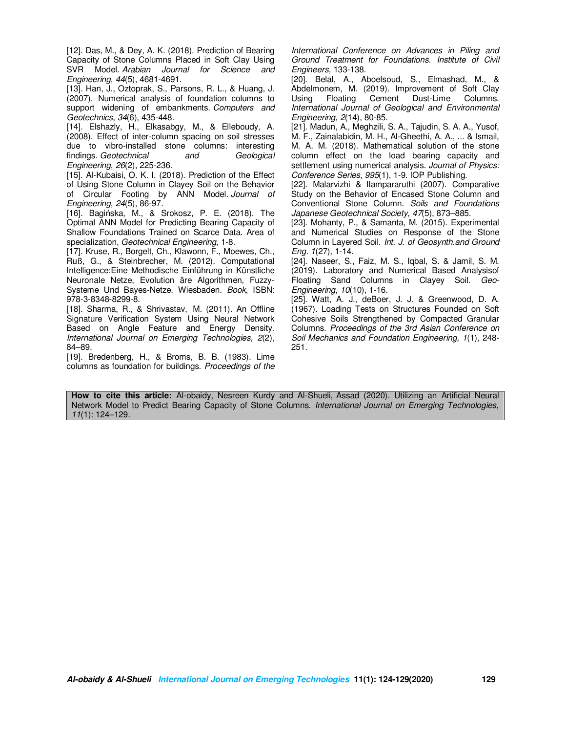[12]. Das, M., & Dey, A. K. (2018). Prediction of Bearing Capacity of Stone Columns Placed in Soft Clay Using SVR Model. *Arabian Journal for Science and Engineering*, *44*(5), 4681-4691.

[13]. Han, J., Oztoprak, S., Parsons, R. L., & Huang, J. (2007). Numerical analysis of foundation columns to support widening of embankments. *Computers and Geotechnics*, *34*(6), 435-448.

[14]. Elshazly, H., Elkasabgy, M., & Elleboudy, A. (2008). Effect of inter-column spacing on soil stresses due to vibro-installed stone columns: interesting findings. *Geotechnical and Geological Engineering*, *26*(2), 225-236.

[15]. Al-Kubaisi, O. K. I. (2018). Prediction of the Effect of Using Stone Column in Clayey Soil on the Behavior of Circular Footing by ANN Model. *Journal of Engineering*, *24*(5), 86-97.

[16]. Bagińska, M., & Srokosz, P. E. (2018). The Optimal ANN Model for Predicting Bearing Capacity of Shallow Foundations Trained on Scarce Data. Area of specialization, *Geotechnical Engineering,* 1-8.

[17]. Kruse, R., Borgelt, Ch., Klawonn, F., Moewes, Ch., Ruß, G., & Steinbrecher, M. (2012). Computational Intelligence:Eine Methodische Einführung in Künstliche Neuronale Netze, Evolution äre Algorithmen, Fuzzy-Systeme Und Bayes-Netze. Wiesbaden. *Book*, ISBN: 978-3-8348-8299-8.

[18]. Sharma, R., & Shrivastav, M. (2011). An Offline Signature Verification System Using Neural Network Based on Angle Feature and Energy Density. *International Journal on Emerging Technologies, 2*(2), 84–89.

[19]. Bredenberg, H., & Broms, B. B. (1983). Lime columns as foundation for buildings. *Proceedings of the International Conference on Advances in Piling and Ground Treatment for Foundations. Institute of Civil Engineers,* 133-138.

[20]. Belal, A., Aboelsoud, S., Elmashad, M., & Abdelmonem, M. (2019). Improvement of Soft Clay Using Floating Cement Dust-Lime Columns. *International Journal of Geological and Environmental Engineering, 2*(14), 80-85.

[21]. Madun, A., Meghzili, S. A., Tajudin, S. A. A., Yusof, M. F., Zainalabidin, M. H., Al-Gheethi, A. A., ... & Ismail, M. A. M. (2018). Mathematical solution of the stone column effect on the load bearing capacity and settlement using numerical analysis. *Journal of Physics: Conference Series*, *995*(1), 1-9. IOP Publishing.

[22]. Malarvizhi & Ilampararuthi (2007). Comparative Study on the Behavior of Encased Stone Column and Conventional Stone Column. *Soils and Foundations Japanese Geotechnical Society, 47*(5), 873–885.

[23]. Mohanty, P., & Samanta, M. (2015). Experimental and Numerical Studies on Response of the Stone Column in Layered Soil. *Int. J. of Geosynth.and Ground Eng. 1*(27), 1-14.

[24]. Naseer, S., Faiz, M. S., Iqbal, S. & Jamil, S. M. (2019). Laboratory and Numerical Based Analysisof Floating Sand Columns in Clayey Soil. *Geo-Engineering, 10*(10), 1-16.

[25]. Watt, A. J., deBoer, J. J. & Greenwood, D. A. (1967). Loading Tests on Structures Founded on Soft Cohesive Soils Strengthened by Compacted Granular Columns. *Proceedings of the 3rd Asian Conference on Soil Mechanics and Foundation Engineering, 1*(1), 248-251.

**How to cite this article:** Al-obaidy, Nesreen Kurdy and Al-Shueli, Assad (2020). Utilizing an Artificial Neural Network Model to Predict Bearing Capacity of Stone Columns. *International Journal on Emerging Technologies*, *11*(1): 124–129.